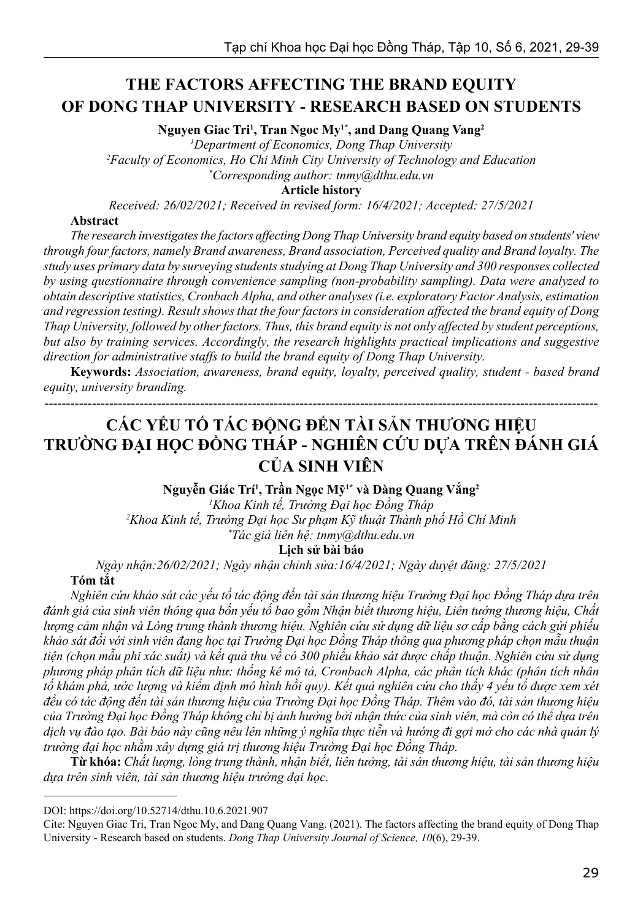# THE FACTORS AFFECTING THE BRAND EQUITY OF DONG THAP UNIVERSITY - RESEARCH BASED ON STUDENTS

**Nguyen Giac Tri[1], Tran Ngoc My[1*], and Dang Quang Vang[2]**

*[1]Department of Economics, Dong Thap University*

*[2]Faculty of Economics, Ho Chi Minh City University of Technology and Education*

*[*]Corresponding author: tnmy@dthu.edu.vn*

**Article history**

*Received: 26/02/2021; Received in revised form: 16/4/2021; Accepted: 27/5/2021*

**Abstract**

*The research investigates the factors affecting Dong Thap University brand equity based on students' view through four factors, namely Brand awareness, Brand association, Perceived quality and Brand loyalty. The study uses primary data by surveying students studying at Dong Thap University and 300 responses collected by using questionnaire through convenience sampling (non-probability sampling). Data were analyzed to obtain descriptive statistics, Cronbach Alpha, and other analyses (i.e. exploratory Factor Analysis, estimation and regression testing). Result shows that the four factors in consideration affected the brand equity of Dong Thap University, followed by other factors. Thus, this brand equity is not only affected by student perceptions, but also by training services. Accordingly, the research highlights practical implications and suggestive direction for administrative staffs to build the brand equity of Dong Thap University.*

**Keywords:** *Association, awareness, brand equity, loyalty, perceived quality, student - based brand equity, university branding.*

---

# CÁC YẾU TỐ TÁC ĐỘNG ĐẾN TÀI SẢN THƯƠNG HIỆU TRƯỜNG ĐẠI HỌC ĐỒNG THÁP - NGHIÊN CỨU DỰA TRÊN ĐÁNH GIÁ CỦA SINH VIÊN

**Nguyễn Giác Trí[1], Trần Ngọc Mỹ[1*] và Đàng Quang Vắng[2]**

*[1]Khoa Kinh tế, Trường Đại học Đồng Tháp*

*[2]Khoa Kinh tế, Trường Đại học Sư phạm Kỹ thuật Thành phố Hồ Chí Minh*

*[*]Tác giả liên hệ: tnmy@dthu.edu.vn*

**Lịch sử bài báo**

*Ngày nhận:26/02/2021; Ngày nhận chỉnh sửa:16/4/2021; Ngày duyệt đăng: 27/5/2021*

**Tóm tắt**

*Nghiên cứu khảo sát các yếu tố tác động đến tài sản thương hiệu Trường Đại học Đồng Tháp dựa trên đánh giá của sinh viên thông qua bốn yếu tố bao gồm Nhận biết thương hiệu, Liên tưởng thương hiệu, Chất lượng cảm nhận và Lòng trung thành thương hiệu. Nghiên cứu sử dụng dữ liệu sơ cấp bằng cách gửi phiếu khảo sát đối với sinh viên đang học tại Trường Đại học Đồng Tháp thông qua phương pháp chọn mẫu thuận tiện (chọn mẫu phi xác suất) và kết quả thu về có 300 phiếu khảo sát được chấp thuận. Nghiên cứu sử dụng phương pháp phân tích dữ liệu như: thống kê mô tả, Cronbach Alpha, các phân tích khác (phân tích nhân tố khám phá, ước lượng và kiểm định mô hình hồi quy). Kết quả nghiên cứu cho thấy 4 yếu tố được xem xét đều có tác động đến tài sản thương hiệu của Trường Đại học Đồng Tháp. Thêm vào đó, tài sản thương hiệu của Trường Đại học Đồng Tháp không chỉ bị ảnh hưởng bởi nhận thức của sinh viên, mà còn có thể dựa trên dịch vụ đào tạo. Bài báo này cũng nêu lên những ý nghĩa thực tiễn và hướng đi gợi mở cho các nhà quản lý trường đại học nhằm xây dựng giá trị thương hiệu Trường Đại học Đồng Tháp.*

**Từ khóa:** *Chất lượng, lòng trung thành, nhận biết, liên tưởng, tài sản thương hiệu, tài sản thương hiệu dựa trên sinh viên, tài sản thương hiệu trường đại học.*

---

DOI: https://doi.org/10.52714/dthu.10.6.2021.907

Cite: Nguyen Giac Tri, Tran Ngoc My, and Dang Quang Vang. (2021). The factors affecting the brand equity of Dong Thap University - Research based on students. *Dong Thap University Journal of Science, 10*(6), 29-39.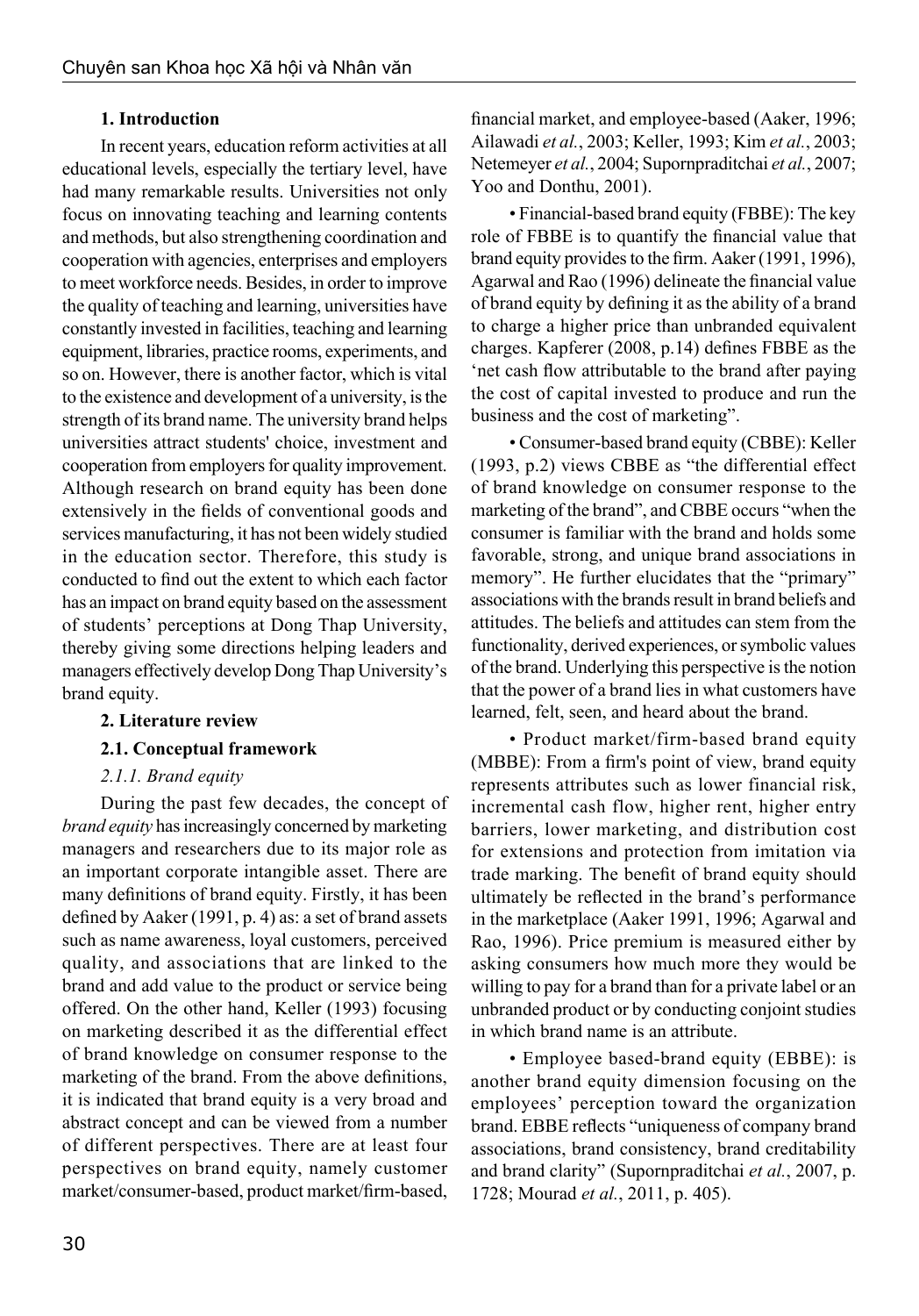## 1. Introduction

In recent years, education reform activities at all educational levels, especially the tertiary level, have had many remarkable results. Universities not only focus on innovating teaching and learning contents and methods, but also strengthening coordination and cooperation with agencies, enterprises and employers to meet workforce needs. Besides, in order to improve the quality of teaching and learning, universities have constantly invested in facilities, teaching and learning equipment, libraries, practice rooms, experiments, and so on. However, there is another factor, which is vital to the existence and development of a university, is the strength of its brand name. The university brand helps universities attract students' choice, investment and cooperation from employers for quality improvement. Although research on brand equity has been done extensively in the fields of conventional goods and services manufacturing, it has not been widely studied in the education sector. Therefore, this study is conducted to find out the extent to which each factor has an impact on brand equity based on the assessment of students' perceptions at Dong Thap University, thereby giving some directions helping leaders and managers effectively develop Dong Thap University's brand equity.

## 2. Literature review

### 2.1. Conceptual framework

#### *2.1.1. Brand equity*

During the past few decades, the concept of *brand equity* has increasingly concerned by marketing managers and researchers due to its major role as an important corporate intangible asset. There are many definitions of brand equity. Firstly, it has been defined by Aaker (1991, p. 4) as: a set of brand assets such as name awareness, loyal customers, perceived quality, and associations that are linked to the brand and add value to the product or service being offered. On the other hand, Keller (1993) focusing on marketing described it as the differential effect of brand knowledge on consumer response to the marketing of the brand. From the above definitions, it is indicated that brand equity is a very broad and abstract concept and can be viewed from a number of different perspectives. There are at least four perspectives on brand equity, namely customer market/consumer-based, product market/firm-based, financial market, and employee-based (Aaker, 1996; Ailawadi *et al.*, 2003; Keller, 1993; Kim *et al.*, 2003; Netemeyer *et al.*, 2004; Supornpraditchai *et al.*, 2007; Yoo and Donthu, 2001).

• Financial-based brand equity (FBBE): The key role of FBBE is to quantify the financial value that brand equity provides to the firm. Aaker (1991, 1996), Agarwal and Rao (1996) delineate the financial value of brand equity by defining it as the ability of a brand to charge a higher price than unbranded equivalent charges. Kapferer (2008, p.14) defines FBBE as the 'net cash flow attributable to the brand after paying the cost of capital invested to produce and run the business and the cost of marketing".

• Consumer-based brand equity (CBBE): Keller (1993, p.2) views CBBE as "the differential effect of brand knowledge on consumer response to the marketing of the brand", and CBBE occurs "when the consumer is familiar with the brand and holds some favorable, strong, and unique brand associations in memory". He further elucidates that the "primary" associations with the brands result in brand beliefs and attitudes. The beliefs and attitudes can stem from the functionality, derived experiences, or symbolic values of the brand. Underlying this perspective is the notion that the power of a brand lies in what customers have learned, felt, seen, and heard about the brand.

• Product market/firm-based brand equity (MBBE): From a firm's point of view, brand equity represents attributes such as lower financial risk, incremental cash flow, higher rent, higher entry barriers, lower marketing, and distribution cost for extensions and protection from imitation via trade marking. The benefit of brand equity should ultimately be reflected in the brand's performance in the marketplace (Aaker 1991, 1996; Agarwal and Rao, 1996). Price premium is measured either by asking consumers how much more they would be willing to pay for a brand than for a private label or an unbranded product or by conducting conjoint studies in which brand name is an attribute.

• Employee based-brand equity (EBBE): is another brand equity dimension focusing on the employees' perception toward the organization brand. EBBE reflects "uniqueness of company brand associations, brand consistency, brand creditability and brand clarity" (Supornpraditchai *et al.*, 2007, p. 1728; Mourad *et al.*, 2011, p. 405).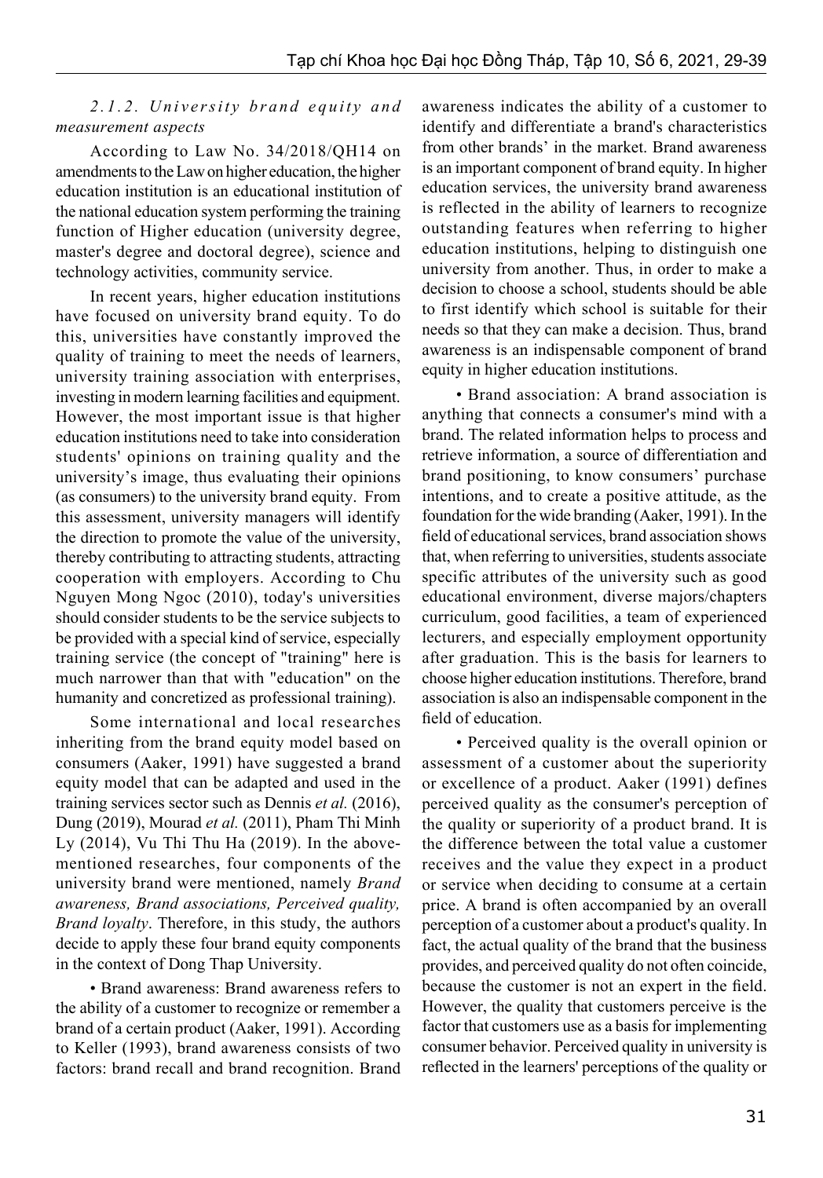#### *2.1.2. University brand equity and measurement aspects*

According to Law No. 34/2018/QH14 on amendments to the Law on higher education, the higher education institution is an educational institution of the national education system performing the training function of Higher education (university degree, master's degree and doctoral degree), science and technology activities, community service.

In recent years, higher education institutions have focused on university brand equity. To do this, universities have constantly improved the quality of training to meet the needs of learners, university training association with enterprises, investing in modern learning facilities and equipment. However, the most important issue is that higher education institutions need to take into consideration students' opinions on training quality and the university's image, thus evaluating their opinions (as consumers) to the university brand equity. From this assessment, university managers will identify the direction to promote the value of the university, thereby contributing to attracting students, attracting cooperation with employers. According to Chu Nguyen Mong Ngoc (2010), today's universities should consider students to be the service subjects to be provided with a special kind of service, especially training service (the concept of "training" here is much narrower than that with "education" on the humanity and concretized as professional training).

Some international and local researches inheriting from the brand equity model based on consumers (Aaker, 1991) have suggested a brand equity model that can be adapted and used in the training services sector such as Dennis *et al.* (2016), Dung (2019), Mourad *et al.* (2011), Pham Thi Minh Ly (2014), Vu Thi Thu Ha (2019). In the above-mentioned researches, four components of the university brand were mentioned, namely *Brand awareness, Brand associations, Perceived quality, Brand loyalty*. Therefore, in this study, the authors decide to apply these four brand equity components in the context of Dong Thap University.

• Brand awareness: Brand awareness refers to the ability of a customer to recognize or remember a brand of a certain product (Aaker, 1991). According to Keller (1993), brand awareness consists of two factors: brand recall and brand recognition. Brand awareness indicates the ability of a customer to identify and differentiate a brand's characteristics from other brands' in the market. Brand awareness is an important component of brand equity. In higher education services, the university brand awareness is reflected in the ability of learners to recognize outstanding features when referring to higher education institutions, helping to distinguish one university from another. Thus, in order to make a decision to choose a school, students should be able to first identify which school is suitable for their needs so that they can make a decision. Thus, brand awareness is an indispensable component of brand equity in higher education institutions.

• Brand association: A brand association is anything that connects a consumer's mind with a brand. The related information helps to process and retrieve information, a source of differentiation and brand positioning, to know consumers' purchase intentions, and to create a positive attitude, as the foundation for the wide branding (Aaker, 1991). In the field of educational services, brand association shows that, when referring to universities, students associate specific attributes of the university such as good educational environment, diverse majors/chapters curriculum, good facilities, a team of experienced lecturers, and especially employment opportunity after graduation. This is the basis for learners to choose higher education institutions. Therefore, brand association is also an indispensable component in the field of education.

• Perceived quality is the overall opinion or assessment of a customer about the superiority or excellence of a product. Aaker (1991) defines perceived quality as the consumer's perception of the quality or superiority of a product brand. It is the difference between the total value a customer receives and the value they expect in a product or service when deciding to consume at a certain price. A brand is often accompanied by an overall perception of a customer about a product's quality. In fact, the actual quality of the brand that the business provides, and perceived quality do not often coincide, because the customer is not an expert in the field. However, the quality that customers perceive is the factor that customers use as a basis for implementing consumer behavior. Perceived quality in university is reflected in the learners' perceptions of the quality or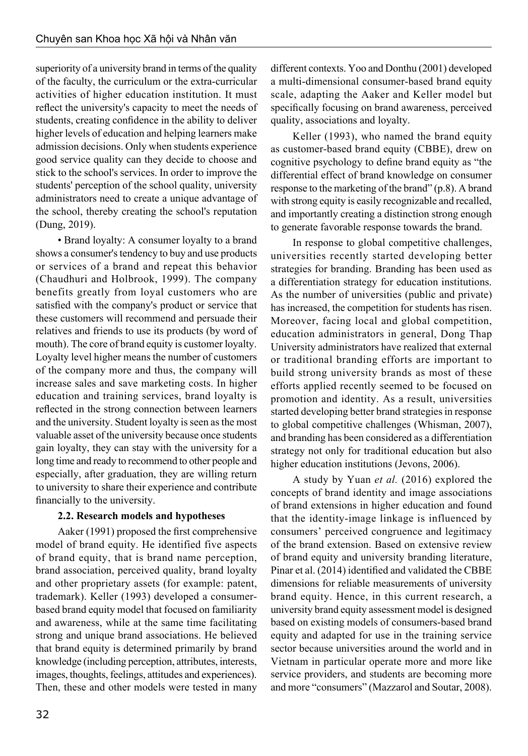superiority of a university brand in terms of the quality of the faculty, the curriculum or the extra-curricular activities of higher education institution. It must reflect the university's capacity to meet the needs of students, creating confidence in the ability to deliver higher levels of education and helping learners make admission decisions. Only when students experience good service quality can they decide to choose and stick to the school's services. In order to improve the students' perception of the school quality, university administrators need to create a unique advantage of the school, thereby creating the school's reputation (Dung, 2019).

• Brand loyalty: A consumer loyalty to a brand shows a consumer's tendency to buy and use products or services of a brand and repeat this behavior (Chaudhuri and Holbrook, 1999). The company benefits greatly from loyal customers who are satisfied with the company's product or service that these customers will recommend and persuade their relatives and friends to use its products (by word of mouth). The core of brand equity is customer loyalty. Loyalty level higher means the number of customers of the company more and thus, the company will increase sales and save marketing costs. In higher education and training services, brand loyalty is reflected in the strong connection between learners and the university. Student loyalty is seen as the most valuable asset of the university because once students gain loyalty, they can stay with the university for a long time and ready to recommend to other people and especially, after graduation, they are willing return to university to share their experience and contribute financially to the university.

**2.2. Research models and hypotheses**

Aaker (1991) proposed the first comprehensive model of brand equity. He identified five aspects of brand equity, that is brand name perception, brand association, perceived quality, brand loyalty and other proprietary assets (for example: patent, trademark). Keller (1993) developed a consumer-based brand equity model that focused on familiarity and awareness, while at the same time facilitating strong and unique brand associations. He believed that brand equity is determined primarily by brand knowledge (including perception, attributes, interests, images, thoughts, feelings, attitudes and experiences). Then, these and other models were tested in many different contexts. Yoo and Donthu (2001) developed a multi-dimensional consumer-based brand equity scale, adapting the Aaker and Keller model but specifically focusing on brand awareness, perceived quality, associations and loyalty.

Keller (1993), who named the brand equity as customer-based brand equity (CBBE), drew on cognitive psychology to define brand equity as "the differential effect of brand knowledge on consumer response to the marketing of the brand" (p.8). A brand with strong equity is easily recognizable and recalled, and importantly creating a distinction strong enough to generate favorable response towards the brand.

In response to global competitive challenges, universities recently started developing better strategies for branding. Branding has been used as a differentiation strategy for education institutions. As the number of universities (public and private) has increased, the competition for students has risen. Moreover, facing local and global competition, education administrators in general, Dong Thap University administrators have realized that external or traditional branding efforts are important to build strong university brands as most of these efforts applied recently seemed to be focused on promotion and identity. As a result, universities started developing better brand strategies in response to global competitive challenges (Whisman, 2007), and branding has been considered as a differentiation strategy not only for traditional education but also higher education institutions (Jevons, 2006).

A study by Yuan *et al.* (2016) explored the concepts of brand identity and image associations of brand extensions in higher education and found that the identity-image linkage is influenced by consumers' perceived congruence and legitimacy of the brand extension. Based on extensive review of brand equity and university branding literature, Pinar et al. (2014) identified and validated the CBBE dimensions for reliable measurements of university brand equity. Hence, in this current research, a university brand equity assessment model is designed based on existing models of consumers-based brand equity and adapted for use in the training service sector because universities around the world and in Vietnam in particular operate more and more like service providers, and students are becoming more and more "consumers" (Mazzarol and Soutar, 2008).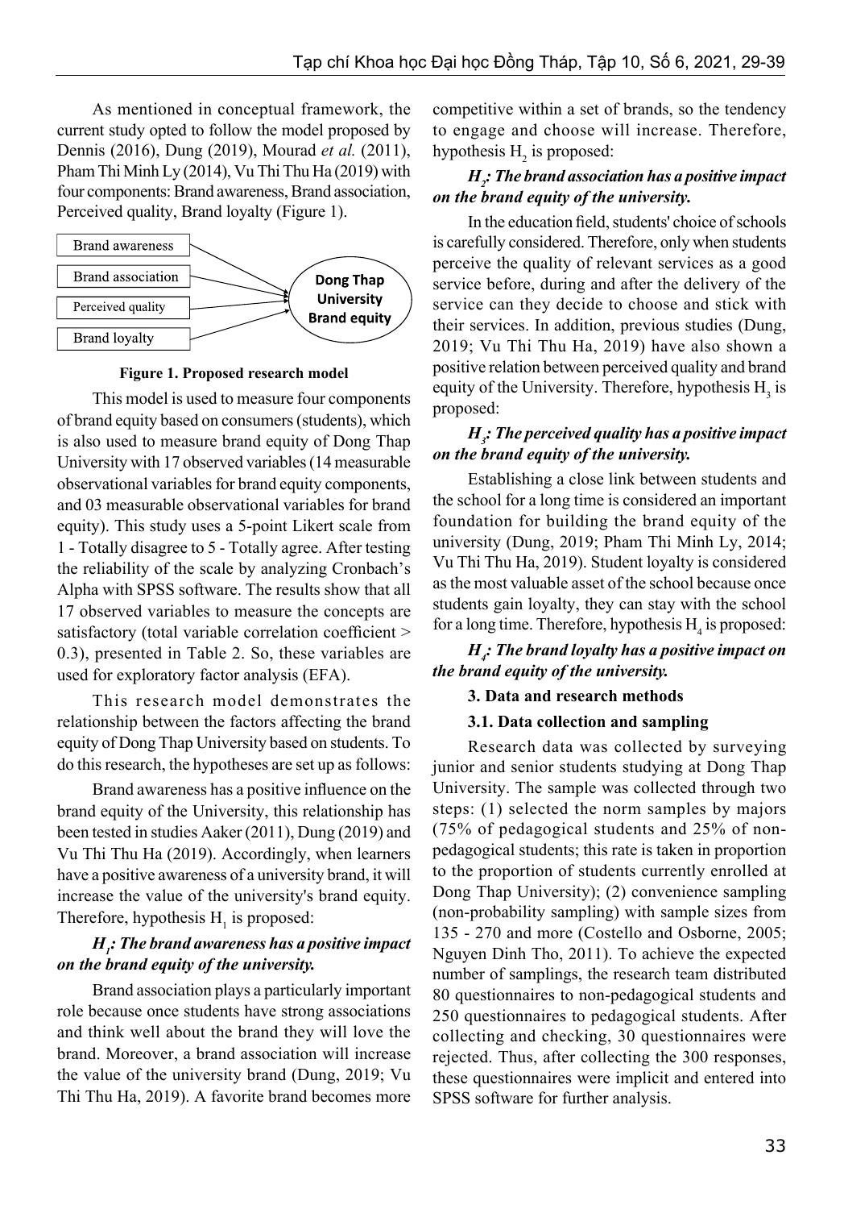As mentioned in conceptual framework, the current study opted to follow the model proposed by Dennis (2016), Dung (2019), Mourad *et al.* (2011), Pham Thi Minh Ly (2014), Vu Thi Thu Ha (2019) with four components: Brand awareness, Brand association, Perceived quality, Brand loyalty (Figure 1).

| Brand awareness |
|---|
| Brand association |
| Perceived quality |
| Brand loyalty |

→ **Dong Thap University Brand equity**

**Figure 1. Proposed research model**

This model is used to measure four components of brand equity based on consumers (students), which is also used to measure brand equity of Dong Thap University with 17 observed variables (14 measurable observational variables for brand equity components, and 03 measurable observational variables for brand equity). This study uses a 5-point Likert scale from 1 - Totally disagree to 5 - Totally agree. After testing the reliability of the scale by analyzing Cronbach's Alpha with SPSS software. The results show that all 17 observed variables to measure the concepts are satisfactory (total variable correlation coefficient > 0.3), presented in Table 2. So, these variables are used for exploratory factor analysis (EFA).

This research model demonstrates the relationship between the factors affecting the brand equity of Dong Thap University based on students. To do this research, the hypotheses are set up as follows:

Brand awareness has a positive influence on the brand equity of the University, this relationship has been tested in studies Aaker (2011), Dung (2019) and Vu Thi Thu Ha (2019). Accordingly, when learners have a positive awareness of a university brand, it will increase the value of the university's brand equity. Therefore, hypothesis $H_1$ is proposed:

***$H_1$: The brand awareness has a positive impact on the brand equity of the university.***

Brand association plays a particularly important role because once students have strong associations and think well about the brand they will love the brand. Moreover, a brand association will increase the value of the university brand (Dung, 2019; Vu Thi Thu Ha, 2019). A favorite brand becomes more competitive within a set of brands, so the tendency to engage and choose will increase. Therefore, hypothesis $H_2$ is proposed:

***$H_2$: The brand association has a positive impact on the brand equity of the university.***

In the education field, students' choice of schools is carefully considered. Therefore, only when students perceive the quality of relevant services as a good service before, during and after the delivery of the service can they decide to choose and stick with their services. In addition, previous studies (Dung, 2019; Vu Thi Thu Ha, 2019) have also shown a positive relation between perceived quality and brand equity of the University. Therefore, hypothesis $H_3$ is proposed:

***$H_3$: The perceived quality has a positive impact on the brand equity of the university.***

Establishing a close link between students and the school for a long time is considered an important foundation for building the brand equity of the university (Dung, 2019; Pham Thi Minh Ly, 2014; Vu Thi Thu Ha, 2019). Student loyalty is considered as the most valuable asset of the school because once students gain loyalty, they can stay with the school for a long time. Therefore, hypothesis $H_4$ is proposed:

***$H_4$: The brand loyalty has a positive impact on the brand equity of the university.***

## 3. Data and research methods

### 3.1. Data collection and sampling

Research data was collected by surveying junior and senior students studying at Dong Thap University. The sample was collected through two steps: (1) selected the norm samples by majors (75% of pedagogical students and 25% of non-pedagogical students; this rate is taken in proportion to the proportion of students currently enrolled at Dong Thap University); (2) convenience sampling (non-probability sampling) with sample sizes from 135 - 270 and more (Costello and Osborne, 2005; Nguyen Dinh Tho, 2011). To achieve the expected number of samplings, the research team distributed 80 questionnaires to non-pedagogical students and 250 questionnaires to pedagogical students. After collecting and checking, 30 questionnaires were rejected. Thus, after collecting the 300 responses, these questionnaires were implicit and entered into SPSS software for further analysis.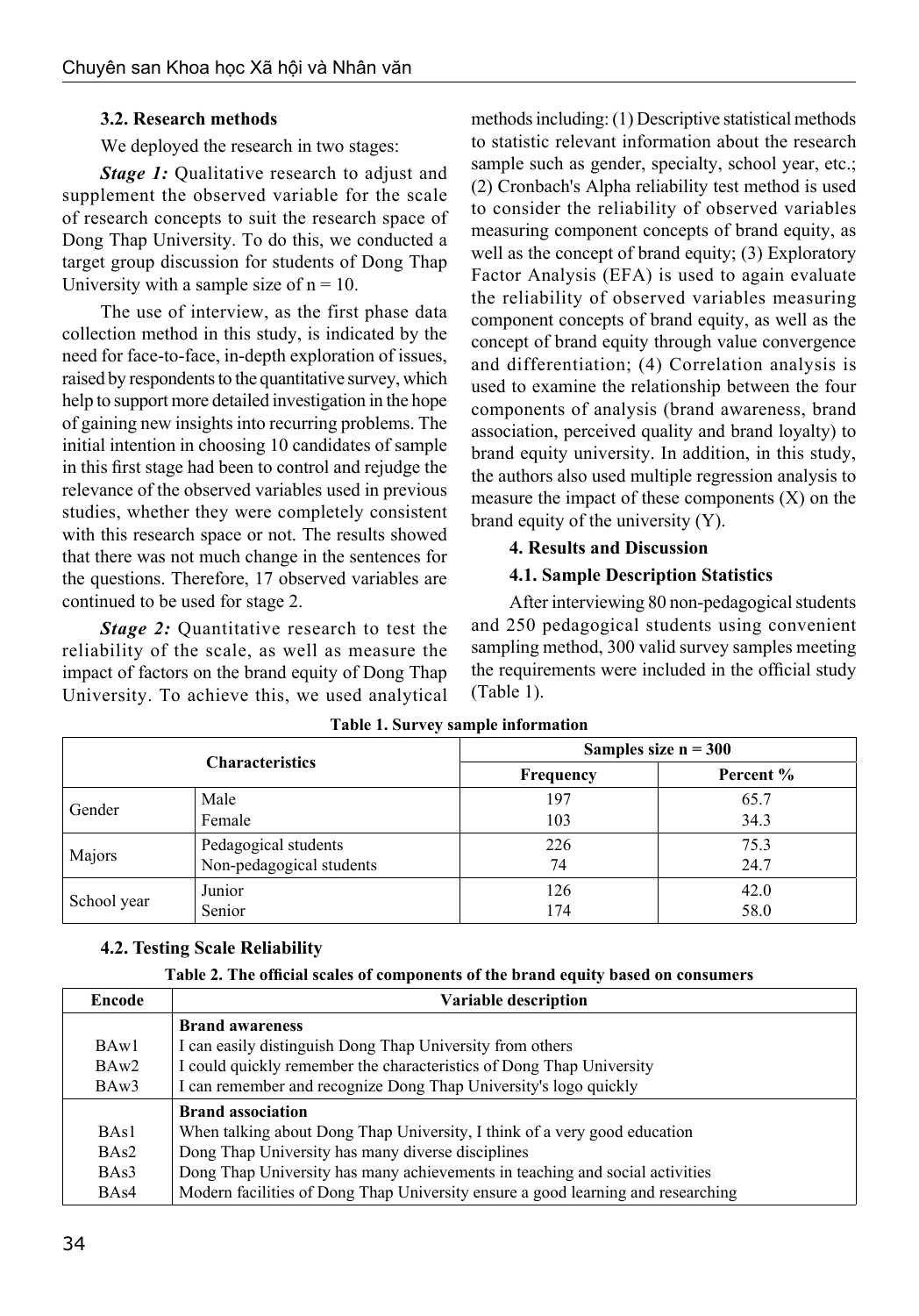### 3.2. Research methods

We deployed the research in two stages:

***Stage 1:*** Qualitative research to adjust and supplement the observed variable for the scale of research concepts to suit the research space of Dong Thap University. To do this, we conducted a target group discussion for students of Dong Thap University with a sample size of n = 10.

The use of interview, as the first phase data collection method in this study, is indicated by the need for face-to-face, in-depth exploration of issues, raised by respondents to the quantitative survey, which help to support more detailed investigation in the hope of gaining new insights into recurring problems. The initial intention in choosing 10 candidates of sample in this first stage had been to control and rejudge the relevance of the observed variables used in previous studies, whether they were completely consistent with this research space or not. The results showed that there was not much change in the sentences for the questions. Therefore, 17 observed variables are continued to be used for stage 2.

***Stage 2:*** Quantitative research to test the reliability of the scale, as well as measure the impact of factors on the brand equity of Dong Thap University. To achieve this, we used analytical methods including: (1) Descriptive statistical methods to statistic relevant information about the research sample such as gender, specialty, school year, etc.; (2) Cronbach's Alpha reliability test method is used to consider the reliability of observed variables measuring component concepts of brand equity, as well as the concept of brand equity; (3) Exploratory Factor Analysis (EFA) is used to again evaluate the reliability of observed variables measuring component concepts of brand equity, as well as the concept of brand equity through value convergence and differentiation; (4) Correlation analysis is used to examine the relationship between the four components of analysis (brand awareness, brand association, perceived quality and brand loyalty) to brand equity university. In addition, in this study, the authors also used multiple regression analysis to measure the impact of these components (X) on the brand equity of the university (Y).

## 4. Results and Discussion

### 4.1. Sample Description Statistics

After interviewing 80 non-pedagogical students and 250 pedagogical students using convenient sampling method, 300 valid survey samples meeting the requirements were included in the official study (Table 1).

**Table 1. Survey sample information**

| Characteristics | | Samples size n = 300 | |
|---|---|---|---|
| | | Frequency | Percent % |
| Gender | Male | 197 | 65.7 |
| | Female | 103 | 34.3 |
| Majors | Pedagogical students | 226 | 75.3 |
| | Non-pedagogical students | 74 | 24.7 |
| School year | Junior | 126 | 42.0 |
| | Senior | 174 | 58.0 |

### 4.2. Testing Scale Reliability

**Table 2. The official scales of components of the brand equity based on consumers**

| Encode | Variable description |
|---|---|
| | **Brand awareness** |
| BAw1 | I can easily distinguish Dong Thap University from others |
| BAw2 | I could quickly remember the characteristics of Dong Thap University |
| BAw3 | I can remember and recognize Dong Thap University's logo quickly |
| | **Brand association** |
| BAs1 | When talking about Dong Thap University, I think of a very good education |
| BAs2 | Dong Thap University has many diverse disciplines |
| BAs3 | Dong Thap University has many achievements in teaching and social activities |
| BAs4 | Modern facilities of Dong Thap University ensure a good learning and researching |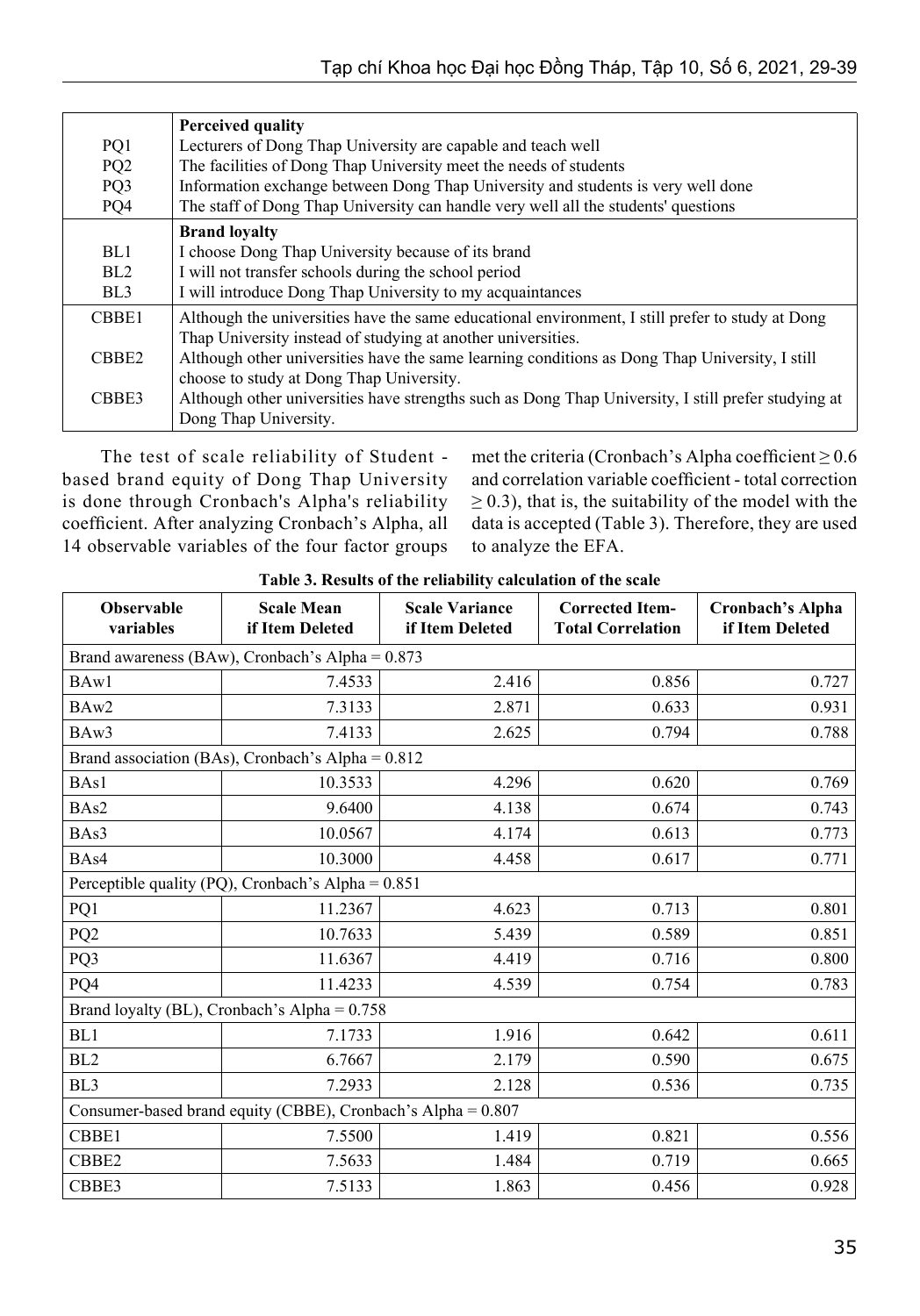| | |
|---|---|
| | **Perceived quality** |
| PQ1 | Lecturers of Dong Thap University are capable and teach well |
| PQ2 | The facilities of Dong Thap University meet the needs of students |
| PQ3 | Information exchange between Dong Thap University and students is very well done |
| PQ4 | The staff of Dong Thap University can handle very well all the students' questions |
| | **Brand loyalty** |
| BL1 | I choose Dong Thap University because of its brand |
| BL2 | I will not transfer schools during the school period |
| BL3 | I will introduce Dong Thap University to my acquaintances |
| CBBE1 | Although the universities have the same educational environment, I still prefer to study at Dong Thap University instead of studying at another universities. |
| CBBE2 | Although other universities have the same learning conditions as Dong Thap University, I still choose to study at Dong Thap University. |
| CBBE3 | Although other universities have strengths such as Dong Thap University, I still prefer studying at Dong Thap University. |

The test of scale reliability of Student - based brand equity of Dong Thap University is done through Cronbach's Alpha's reliability coefficient. After analyzing Cronbach's Alpha, all 14 observable variables of the four factor groups met the criteria (Cronbach's Alpha coefficient $\geq 0.6$ and correlation variable coefficient - total correction $\geq 0.3$), that is, the suitability of the model with the data is accepted (Table 3). Therefore, they are used to analyze the EFA.

**Table 3. Results of the reliability calculation of the scale**

| Observable variables | Scale Mean if Item Deleted | Scale Variance if Item Deleted | Corrected Item-Total Correlation | Cronbach's Alpha if Item Deleted |
|---|---|---|---|---|
| Brand awareness (BAw), Cronbach's Alpha = 0.873 | | | | |
| BAw1 | 7.4533 | 2.416 | 0.856 | 0.727 |
| BAw2 | 7.3133 | 2.871 | 0.633 | 0.931 |
| BAw3 | 7.4133 | 2.625 | 0.794 | 0.788 |
| Brand association (BAs), Cronbach's Alpha = 0.812 | | | | |
| BAs1 | 10.3533 | 4.296 | 0.620 | 0.769 |
| BAs2 | 9.6400 | 4.138 | 0.674 | 0.743 |
| BAs3 | 10.0567 | 4.174 | 0.613 | 0.773 |
| BAs4 | 10.3000 | 4.458 | 0.617 | 0.771 |
| Perceptible quality (PQ), Cronbach's Alpha = 0.851 | | | | |
| PQ1 | 11.2367 | 4.623 | 0.713 | 0.801 |
| PQ2 | 10.7633 | 5.439 | 0.589 | 0.851 |
| PQ3 | 11.6367 | 4.419 | 0.716 | 0.800 |
| PQ4 | 11.4233 | 4.539 | 0.754 | 0.783 |
| Brand loyalty (BL), Cronbach's Alpha = 0.758 | | | | |
| BL1 | 7.1733 | 1.916 | 0.642 | 0.611 |
| BL2 | 6.7667 | 2.179 | 0.590 | 0.675 |
| BL3 | 7.2933 | 2.128 | 0.536 | 0.735 |
| Consumer-based brand equity (CBBE), Cronbach's Alpha = 0.807 | | | | |
| CBBE1 | 7.5500 | 1.419 | 0.821 | 0.556 |
| CBBE2 | 7.5633 | 1.484 | 0.719 | 0.665 |
| CBBE3 | 7.5133 | 1.863 | 0.456 | 0.928 |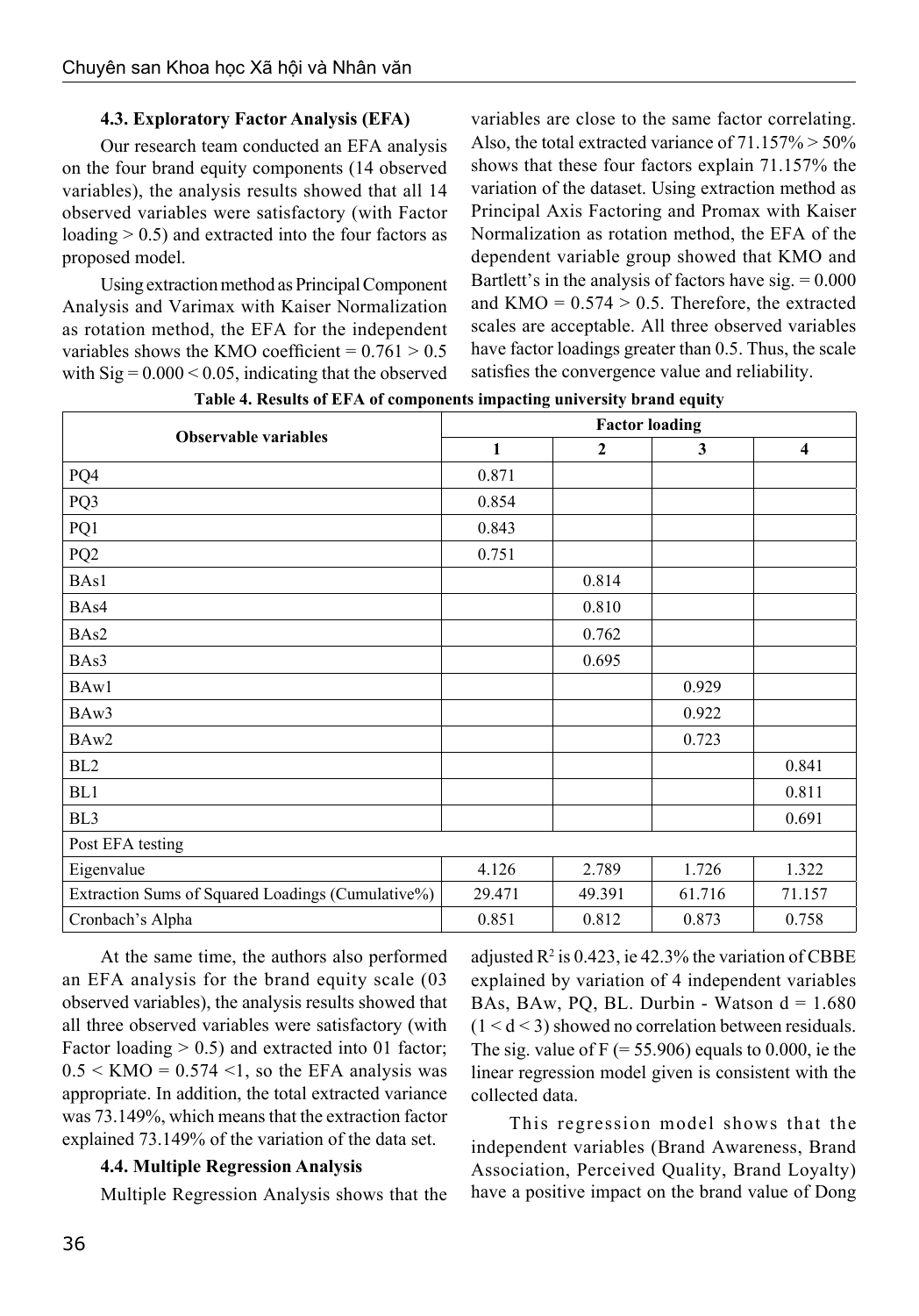### 4.3. Exploratory Factor Analysis (EFA)

Our research team conducted an EFA analysis on the four brand equity components (14 observed variables), the analysis results showed that all 14 observed variables were satisfactory (with Factor loading > 0.5) and extracted into the four factors as proposed model.

Using extraction method as Principal Component Analysis and Varimax with Kaiser Normalization as rotation method, the EFA for the independent variables shows the KMO coefficient = 0.761 > 0.5 with Sig = 0.000 < 0.05, indicating that the observed variables are close to the same factor correlating. Also, the total extracted variance of 71.157% > 50% shows that these four factors explain 71.157% the variation of the dataset. Using extraction method as Principal Axis Factoring and Promax with Kaiser Normalization as rotation method, the EFA of the dependent variable group showed that KMO and Bartlett's in the analysis of factors have sig. = 0.000 and KMO = 0.574 > 0.5. Therefore, the extracted scales are acceptable. All three observed variables have factor loadings greater than 0.5. Thus, the scale satisfies the convergence value and reliability.

**Table 4. Results of EFA of components impacting university brand equity**

| Observable variables | Factor loading | | | |
|---|---|---|---|---|
| | 1 | 2 | 3 | 4 |
| PQ4 | 0.871 | | | |
| PQ3 | 0.854 | | | |
| PQ1 | 0.843 | | | |
| PQ2 | 0.751 | | | |
| BAs1 | | 0.814 | | |
| BAs4 | | 0.810 | | |
| BAs2 | | 0.762 | | |
| BAs3 | | 0.695 | | |
| BAw1 | | | 0.929 | |
| BAw3 | | | 0.922 | |
| BAw2 | | | 0.723 | |
| BL2 | | | | 0.841 |
| BL1 | | | | 0.811 |
| BL3 | | | | 0.691 |
| Post EFA testing | | | | |
| Eigenvalue | 4.126 | 2.789 | 1.726 | 1.322 |
| Extraction Sums of Squared Loadings (Cumulative%) | 29.471 | 49.391 | 61.716 | 71.157 |
| Cronbach's Alpha | 0.851 | 0.812 | 0.873 | 0.758 |

At the same time, the authors also performed an EFA analysis for the brand equity scale (03 observed variables), the analysis results showed that all three observed variables were satisfactory (with Factor loading > 0.5) and extracted into 01 factor; 0.5 < KMO = 0.574 <1, so the EFA analysis was appropriate. In addition, the total extracted variance was 73.149%, which means that the extraction factor explained 73.149% of the variation of the data set.

### 4.4. Multiple Regression Analysis

Multiple Regression Analysis shows that the adjusted $R^2$ is 0.423, ie 42.3% the variation of CBBE explained by variation of 4 independent variables BAs, BAw, PQ, BL. Durbin - Watson d = 1.680 ($1 < d < 3$) showed no correlation between residuals. The sig. value of F (= 55.906) equals to 0.000, ie the linear regression model given is consistent with the collected data.

This regression model shows that the independent variables (Brand Awareness, Brand Association, Perceived Quality, Brand Loyalty) have a positive impact on the brand value of Dong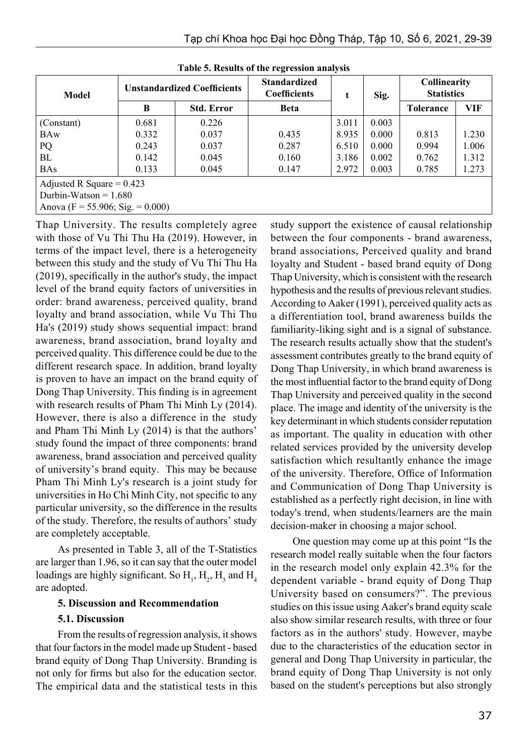**Table 5. Results of the regression analysis**

| Model | Unstandardized Coefficients | | Standardized Coefficients | t | Sig. | Collinearity Statistics | |
|---|---|---|---|---|---|---|---|
| | B | Std. Error | Beta | | | Tolerance | VIF |
| (Constant) | 0.681 | 0.226 | | 3.011 | 0.003 | | |
| BAw | 0.332 | 0.037 | 0.435 | 8.935 | 0.000 | 0.813 | 1.230 |
| PQ | 0.243 | 0.037 | 0.287 | 6.510 | 0.000 | 0.994 | 1.006 |
| BL | 0.142 | 0.045 | 0.160 | 3.186 | 0.002 | 0.762 | 1.312 |
| BAs | 0.133 | 0.045 | 0.147 | 2.972 | 0.003 | 0.785 | 1.273 |

Adjusted R Square = 0.423
Durbin-Watson = 1.680
Anova (F = 55.906; Sig. = 0.000)

Thap University. The results completely agree with those of Vu Thi Thu Ha (2019). However, in terms of the impact level, there is a heterogeneity between this study and the study of Vu Thi Thu Ha (2019), specifically in the author's study, the impact level of the brand equity factors of universities in order: brand awareness, perceived quality, brand loyalty and brand association, while Vu Thi Thu Ha's (2019) study shows sequential impact: brand awareness, brand association, brand loyalty and perceived quality. This difference could be due to the different research space. In addition, brand loyalty is proven to have an impact on the brand equity of Dong Thap University. This finding is in agreement with research results of Pham Thi Minh Ly (2014). However, there is also a difference in the study and Pham Thi Minh Ly (2014) is that the authors' study found the impact of three components: brand awareness, brand association and perceived quality of university's brand equity. This may be because Pham Thi Minh Ly's research is a joint study for universities in Ho Chi Minh City, not specific to any particular university, so the difference in the results of the study. Therefore, the results of authors' study are completely acceptable.

As presented in Table 3, all of the T-Statistics are larger than 1.96, so it can say that the outer model loadings are highly significant. So $H_1$, $H_2$, $H_3$ and $H_4$ are adopted.

### 5. Discussion and Recommendation

#### 5.1. Discussion

From the results of regression analysis, it shows that four factors in the model made up Student - based brand equity of Dong Thap University. Branding is not only for firms but also for the education sector. The empirical data and the statistical tests in this study support the existence of causal relationship between the four components - brand awareness, brand associations, Perceived quality and brand loyalty and Student - based brand equity of Dong Thap University, which is consistent with the research hypothesis and the results of previous relevant studies. According to Aaker (1991), perceived quality acts as a differentiation tool, brand awareness builds the familiarity-liking sight and is a signal of substance. The research results actually show that the student's assessment contributes greatly to the brand equity of Dong Thap University, in which brand awareness is the most influential factor to the brand equity of Dong Thap University and perceived quality in the second place. The image and identity of the university is the key determinant in which students consider reputation as important. The quality in education with other related services provided by the university develop satisfaction which resultantly enhance the image of the university. Therefore, Office of Information and Communication of Dong Thap University is established as a perfectly right decision, in line with today's trend, when students/learners are the main decision-maker in choosing a major school.

One question may come up at this point "Is the research model really suitable when the four factors in the research model only explain 42.3% for the dependent variable - brand equity of Dong Thap University based on consumers?". The previous studies on this issue using Aaker's brand equity scale also show similar research results, with three or four factors as in the authors' study. However, maybe due to the characteristics of the education sector in general and Dong Thap University in particular, the brand equity of Dong Thap University is not only based on the student's perceptions but also strongly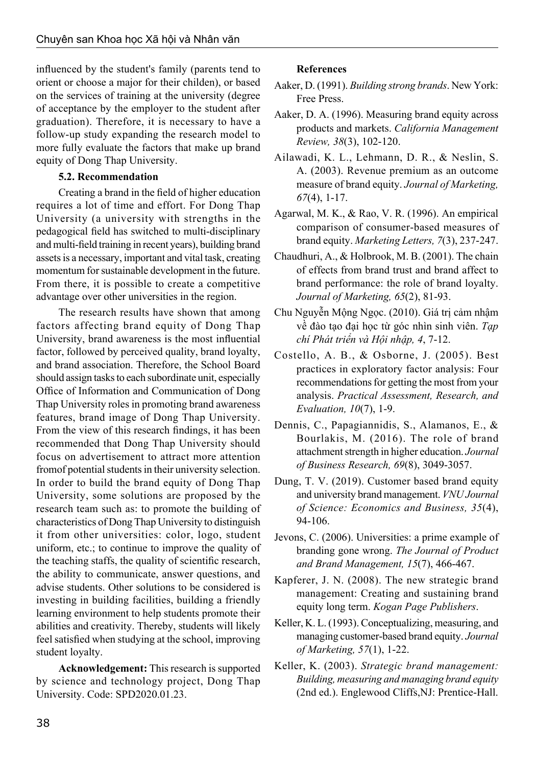influenced by the student's family (parents tend to orient or choose a major for their childen), or based on the services of training at the university (degree of acceptance by the employer to the student after graduation). Therefore, it is necessary to have a follow-up study expanding the research model to more fully evaluate the factors that make up brand equity of Dong Thap University.

### 5.2. Recommendation

Creating a brand in the field of higher education requires a lot of time and effort. For Dong Thap University (a university with strengths in the pedagogical field has switched to multi-disciplinary and multi-field training in recent years), building brand assets is a necessary, important and vital task, creating momentum for sustainable development in the future. From there, it is possible to create a competitive advantage over other universities in the region.

The research results have shown that among factors affecting brand equity of Dong Thap University, brand awareness is the most influential factor, followed by perceived quality, brand loyalty, and brand association. Therefore, the School Board should assign tasks to each subordinate unit, especially Office of Information and Communication of Dong Thap University roles in promoting brand awareness features, brand image of Dong Thap University. From the view of this research findings, it has been recommended that Dong Thap University should focus on advertisement to attract more attention fromof potential students in their university selection. In order to build the brand equity of Dong Thap University, some solutions are proposed by the research team such as: to promote the building of characteristics of Dong Thap University to distinguish it from other universities: color, logo, student uniform, etc.; to continue to improve the quality of the teaching staffs, the quality of scientific research, the ability to communicate, answer questions, and advise students. Other solutions to be considered is investing in building facilities, building a friendly learning environment to help students promote their abilities and creativity. Thereby, students will likely feel satisfied when studying at the school, improving student loyalty.

**Acknowledgement:** This research is supported by science and technology project, Dong Thap University. Code: SPD2020.01.23.

### References

Aaker, D. (1991). *Building strong brands*. New York: Free Press.

Aaker, D. A. (1996). Measuring brand equity across products and markets. *California Management Review, 38*(3), 102-120.

Ailawadi, K. L., Lehmann, D. R., & Neslin, S. A. (2003). Revenue premium as an outcome measure of brand equity. *Journal of Marketing, 67*(4), 1-17.

Agarwal, M. K., & Rao, V. R. (1996). An empirical comparison of consumer-based measures of brand equity. *Marketing Letters, 7*(3), 237-247.

Chaudhuri, A., & Holbrook, M. B. (2001). The chain of effects from brand trust and brand affect to brand performance: the role of brand loyalty. *Journal of Marketing, 65*(2), 81-93.

Chu Nguyễn Mộng Ngọc. (2010). Giá trị cảm nhậm về đào tạo đại học từ góc nhìn sinh viên. *Tạp chí Phát triển và Hội nhập, 4*, 7-12.

Costello, A. B., & Osborne, J. (2005). Best practices in exploratory factor analysis: Four recommendations for getting the most from your analysis. *Practical Assessment, Research, and Evaluation, 10*(7), 1-9.

Dennis, C., Papagiannidis, S., Alamanos, E., & Bourlakis, M. (2016). The role of brand attachment strength in higher education. *Journal of Business Research, 69*(8), 3049-3057.

Dung, T. V. (2019). Customer based brand equity and university brand management. *VNU Journal of Science: Economics and Business, 35*(4), 94-106.

Jevons, C. (2006). Universities: a prime example of branding gone wrong. *The Journal of Product and Brand Management, 15*(7), 466-467.

Kapferer, J. N. (2008). The new strategic brand management: Creating and sustaining brand equity long term. *Kogan Page Publishers*.

Keller, K. L. (1993). Conceptualizing, measuring, and managing customer-based brand equity. *Journal of Marketing, 57*(1), 1-22.

Keller, K. (2003). *Strategic brand management: Building, measuring and managing brand equity* (2nd ed.). Englewood Cliffs,NJ: Prentice-Hall.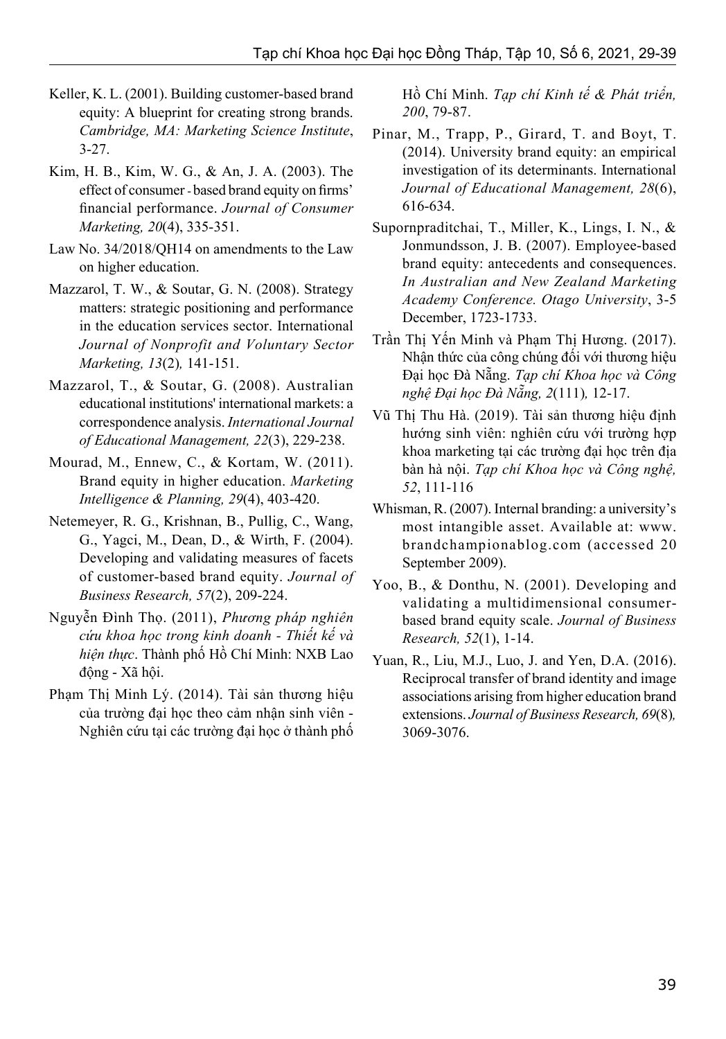Keller, K. L. (2001). Building customer-based brand equity: A blueprint for creating strong brands. *Cambridge, MA: Marketing Science Institute*, 3-27.

Kim, H. B., Kim, W. G., & An, J. A. (2003). The effect of consumer - based brand equity on firms' financial performance. *Journal of Consumer Marketing, 20*(4), 335-351.

Law No. 34/2018/QH14 on amendments to the Law on higher education.

Mazzarol, T. W., & Soutar, G. N. (2008). Strategy matters: strategic positioning and performance in the education services sector. International *Journal of Nonprofit and Voluntary Sector Marketing, 13*(2)*,* 141-151.

Mazzarol, T., & Soutar, G. (2008). Australian educational institutions' international markets: a correspondence analysis. *International Journal of Educational Management, 22*(3), 229-238.

Mourad, M., Ennew, C., & Kortam, W. (2011). Brand equity in higher education. *Marketing Intelligence & Planning, 29*(4), 403-420.

Netemeyer, R. G., Krishnan, B., Pullig, C., Wang, G., Yagci, M., Dean, D., & Wirth, F. (2004). Developing and validating measures of facets of customer-based brand equity. *Journal of Business Research, 57*(2), 209-224.

Nguyễn Đình Thọ. (2011), *Phương pháp nghiên cứu khoa học trong kinh doanh - Thiết kế và hiện thực*. Thành phố Hồ Chí Minh: NXB Lao động - Xã hội.

Phạm Thị Minh Lý. (2014). Tài sản thương hiệu của trường đại học theo cảm nhận sinh viên - Nghiên cứu tại các trường đại học ở thành phố Hồ Chí Minh. *Tạp chí Kinh tế & Phát triển, 200*, 79-87.

Pinar, M., Trapp, P., Girard, T. and Boyt, T. (2014). University brand equity: an empirical investigation of its determinants. International *Journal of Educational Management, 28*(6), 616-634.

Supornpraditchai, T., Miller, K., Lings, I. N., & Jonmundsson, J. B. (2007). Employee-based brand equity: antecedents and consequences. *In Australian and New Zealand Marketing Academy Conference. Otago University*, 3-5 December, 1723-1733.

Trần Thị Yến Minh và Phạm Thị Hương. (2017). Nhận thức của công chúng đối với thương hiệu Đại học Đà Nẵng. *Tạp chí Khoa học và Công nghệ Đại học Đà Nẵng, 2*(111)*,* 12-17.

Vũ Thị Thu Hà. (2019). Tài sản thương hiệu định hướng sinh viên: nghiên cứu với trường hợp khoa marketing tại các trường đại học trên địa bàn hà nội. *Tạp chí Khoa học và Công nghệ, 52*, 111-116

Whisman, R. (2007). Internal branding: a university's most intangible asset. Available at: www.brandchampionablog.com (accessed 20 September 2009).

Yoo, B., & Donthu, N. (2001). Developing and validating a multidimensional consumer-based brand equity scale. *Journal of Business Research, 52*(1), 1-14.

Yuan, R., Liu, M.J., Luo, J. and Yen, D.A. (2016). Reciprocal transfer of brand identity and image associations arising from higher education brand extensions. *Journal of Business Research, 69*(8)*,* 3069-3076.